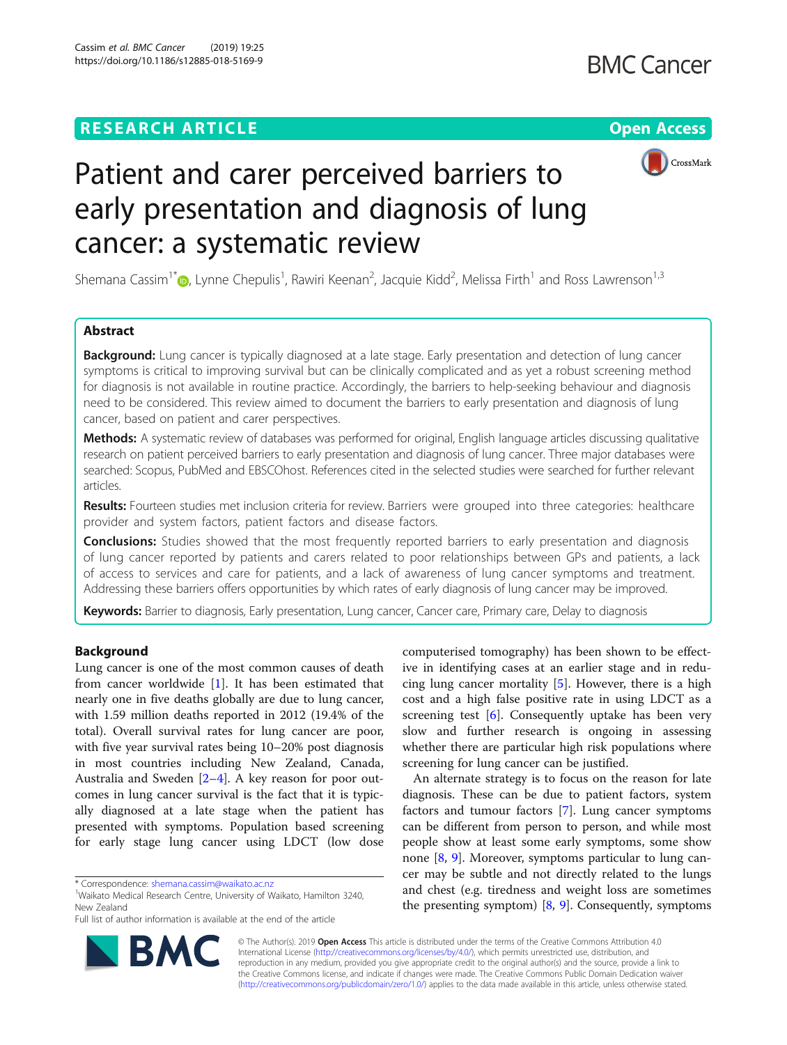# Patient and carer perceived barriers to early presentation and diagnosis of lung cancer: a systematic review

Shemana Cassim[1*], Lynne Chepulis[1], Rawiri Keenan[2], Jacquie Kidd[2], Melissa Firth[1] and Ross Lawrenson[1,3]

## Abstract

**Background:** Lung cancer is typically diagnosed at a late stage. Early presentation and detection of lung cancer symptoms is critical to improving survival but can be clinically complicated and as yet a robust screening method for diagnosis is not available in routine practice. Accordingly, the barriers to help-seeking behaviour and diagnosis need to be considered. This review aimed to document the barriers to early presentation and diagnosis of lung cancer, based on patient and carer perspectives.

**Methods:** A systematic review of databases was performed for original, English language articles discussing qualitative research on patient perceived barriers to early presentation and diagnosis of lung cancer. Three major databases were searched: Scopus, PubMed and EBSCOhost. References cited in the selected studies were searched for further relevant articles.

**Results:** Fourteen studies met inclusion criteria for review. Barriers were grouped into three categories: healthcare provider and system factors, patient factors and disease factors.

**Conclusions:** Studies showed that the most frequently reported barriers to early presentation and diagnosis of lung cancer reported by patients and carers related to poor relationships between GPs and patients, a lack of access to services and care for patients, and a lack of awareness of lung cancer symptoms and treatment. Addressing these barriers offers opportunities by which rates of early diagnosis of lung cancer may be improved.

**Keywords:** Barrier to diagnosis, Early presentation, Lung cancer, Cancer care, Primary care, Delay to diagnosis

## Background

Lung cancer is one of the most common causes of death from cancer worldwide [1]. It has been estimated that nearly one in five deaths globally are due to lung cancer, with 1.59 million deaths reported in 2012 (19.4% of the total). Overall survival rates for lung cancer are poor, with five year survival rates being 10–20% post diagnosis in most countries including New Zealand, Canada, Australia and Sweden [2–4]. A key reason for poor outcomes in lung cancer survival is the fact that it is typically diagnosed at a late stage when the patient has presented with symptoms. Population based screening for early stage lung cancer using LDCT (low dose computerised tomography) has been shown to be effective in identifying cases at an earlier stage and in reducing lung cancer mortality [5]. However, there is a high cost and a high false positive rate in using LDCT as a screening test [6]. Consequently uptake has been very slow and further research is ongoing in assessing whether there are particular high risk populations where screening for lung cancer can be justified.

An alternate strategy is to focus on the reason for late diagnosis. These can be due to patient factors, system factors and tumour factors [7]. Lung cancer symptoms can be different from person to person, and while most people show at least some early symptoms, some show none [8, 9]. Moreover, symptoms particular to lung cancer may be subtle and not directly related to the lungs and chest (e.g. tiredness and weight loss are sometimes the presenting symptom) [8, 9]. Consequently, symptoms

\* Correspondence: shemana.cassim@waikato.ac.nz

[1]Waikato Medical Research Centre, University of Waikato, Hamilton 3240, New Zealand

Full list of author information is available at the end of the article

© The Author(s). 2019 **Open Access** This article is distributed under the terms of the Creative Commons Attribution 4.0 International License (http://creativecommons.org/licenses/by/4.0/), which permits unrestricted use, distribution, and reproduction in any medium, provided you give appropriate credit to the original author(s) and the source, provide a link to the Creative Commons license, and indicate if changes were made. The Creative Commons Public Domain Dedication waiver (http://creativecommons.org/publicdomain/zero/1.0/) applies to the data made available in this article, unless otherwise stated.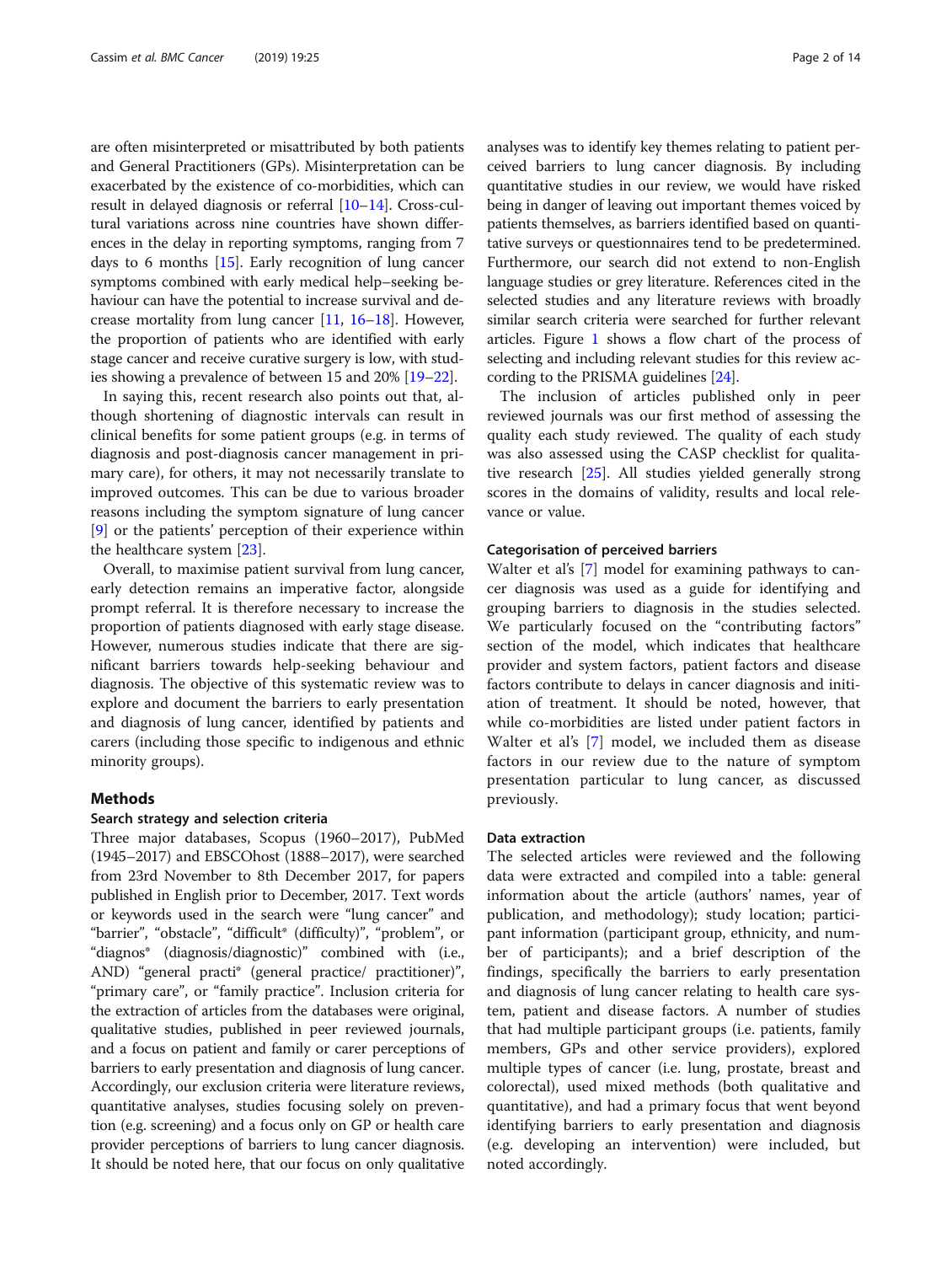are often misinterpreted or misattributed by both patients and General Practitioners (GPs). Misinterpretation can be exacerbated by the existence of co-morbidities, which can result in delayed diagnosis or referral [10–14]. Cross-cultural variations across nine countries have shown differences in the delay in reporting symptoms, ranging from 7 days to 6 months [15]. Early recognition of lung cancer symptoms combined with early medical help–seeking behaviour can have the potential to increase survival and decrease mortality from lung cancer [11, 16–18]. However, the proportion of patients who are identified with early stage cancer and receive curative surgery is low, with studies showing a prevalence of between 15 and 20% [19–22].

In saying this, recent research also points out that, although shortening of diagnostic intervals can result in clinical benefits for some patient groups (e.g. in terms of diagnosis and post-diagnosis cancer management in primary care), for others, it may not necessarily translate to improved outcomes. This can be due to various broader reasons including the symptom signature of lung cancer [9] or the patients' perception of their experience within the healthcare system [23].

Overall, to maximise patient survival from lung cancer, early detection remains an imperative factor, alongside prompt referral. It is therefore necessary to increase the proportion of patients diagnosed with early stage disease. However, numerous studies indicate that there are significant barriers towards help-seeking behaviour and diagnosis. The objective of this systematic review was to explore and document the barriers to early presentation and diagnosis of lung cancer, identified by patients and carers (including those specific to indigenous and ethnic minority groups).

## Methods

### Search strategy and selection criteria

Three major databases, Scopus (1960–2017), PubMed (1945–2017) and EBSCOhost (1888–2017), were searched from 23rd November to 8th December 2017, for papers published in English prior to December, 2017. Text words or keywords used in the search were "lung cancer" and "barrier", "obstacle", "difficult* (difficulty)", "problem", or "diagnos* (diagnosis/diagnostic)" combined with (i.e., AND) "general practi* (general practice/ practitioner)", "primary care", or "family practice". Inclusion criteria for the extraction of articles from the databases were original, qualitative studies, published in peer reviewed journals, and a focus on patient and family or carer perceptions of barriers to early presentation and diagnosis of lung cancer. Accordingly, our exclusion criteria were literature reviews, quantitative analyses, studies focusing solely on prevention (e.g. screening) and a focus only on GP or health care provider perceptions of barriers to lung cancer diagnosis. It should be noted here, that our focus on only qualitative analyses was to identify key themes relating to patient perceived barriers to lung cancer diagnosis. By including quantitative studies in our review, we would have risked being in danger of leaving out important themes voiced by patients themselves, as barriers identified based on quantitative surveys or questionnaires tend to be predetermined. Furthermore, our search did not extend to non-English language studies or grey literature. References cited in the selected studies and any literature reviews with broadly similar search criteria were searched for further relevant articles. Figure 1 shows a flow chart of the process of selecting and including relevant studies for this review according to the PRISMA guidelines [24].

The inclusion of articles published only in peer reviewed journals was our first method of assessing the quality each study reviewed. The quality of each study was also assessed using the CASP checklist for qualitative research [25]. All studies yielded generally strong scores in the domains of validity, results and local relevance or value.

### Categorisation of perceived barriers

Walter et al's [7] model for examining pathways to cancer diagnosis was used as a guide for identifying and grouping barriers to diagnosis in the studies selected. We particularly focused on the "contributing factors" section of the model, which indicates that healthcare provider and system factors, patient factors and disease factors contribute to delays in cancer diagnosis and initiation of treatment. It should be noted, however, that while co-morbidities are listed under patient factors in Walter et al's [7] model, we included them as disease factors in our review due to the nature of symptom presentation particular to lung cancer, as discussed previously.

### Data extraction

The selected articles were reviewed and the following data were extracted and compiled into a table: general information about the article (authors' names, year of publication, and methodology); study location; participant information (participant group, ethnicity, and number of participants); and a brief description of the findings, specifically the barriers to early presentation and diagnosis of lung cancer relating to health care system, patient and disease factors. A number of studies that had multiple participant groups (i.e. patients, family members, GPs and other service providers), explored multiple types of cancer (i.e. lung, prostate, breast and colorectal), used mixed methods (both qualitative and quantitative), and had a primary focus that went beyond identifying barriers to early presentation and diagnosis (e.g. developing an intervention) were included, but noted accordingly.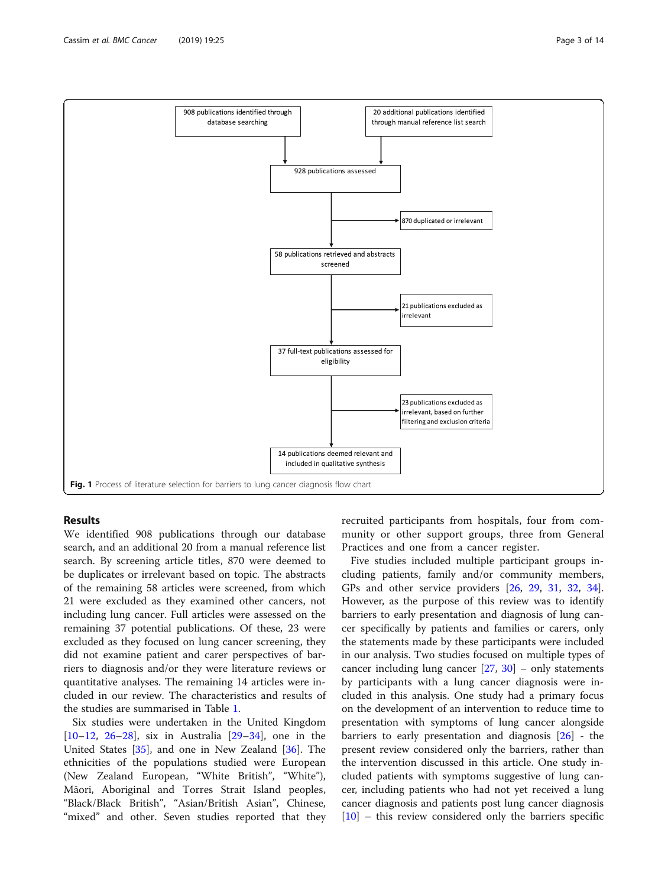908 publications identified through database searching

20 additional publications identified through manual reference list search

928 publications assessed

870 duplicated or irrelevant

58 publications retrieved and abstracts screened

21 publications excluded as irrelevant

37 full-text publications assessed for eligibility

23 publications excluded as irrelevant, based on further filtering and exclusion criteria

14 publications deemed relevant and included in qualitative synthesis

**Fig. 1** Process of literature selection for barriers to lung cancer diagnosis flow chart

## Results

We identified 908 publications through our database search, and an additional 20 from a manual reference list search. By screening article titles, 870 were deemed to be duplicates or irrelevant based on topic. The abstracts of the remaining 58 articles were screened, from which 21 were excluded as they examined other cancers, not including lung cancer. Full articles were assessed on the remaining 37 potential publications. Of these, 23 were excluded as they focused on lung cancer screening, they did not examine patient and carer perspectives of barriers to diagnosis and/or they were literature reviews or quantitative analyses. The remaining 14 articles were included in our review. The characteristics and results of the studies are summarised in Table 1.

Six studies were undertaken in the United Kingdom [10–12, 26–28], six in Australia [29–34], one in the United States [35], and one in New Zealand [36]. The ethnicities of the populations studied were European (New Zealand European, "White British", "White"), Māori, Aboriginal and Torres Strait Island peoples, "Black/Black British", "Asian/British Asian", Chinese, "mixed" and other. Seven studies reported that they recruited participants from hospitals, four from community or other support groups, three from General Practices and one from a cancer register.

Five studies included multiple participant groups including patients, family and/or community members, GPs and other service providers [26, 29, 31, 32, 34]. However, as the purpose of this review was to identify barriers to early presentation and diagnosis of lung cancer specifically by patients and families or carers, only the statements made by these participants were included in our analysis. Two studies focused on multiple types of cancer including lung cancer [27, 30] – only statements by participants with a lung cancer diagnosis were included in this analysis. One study had a primary focus on the development of an intervention to reduce time to presentation with symptoms of lung cancer alongside barriers to early presentation and diagnosis [26] - the present review considered only the barriers, rather than the intervention discussed in this article. One study included patients with symptoms suggestive of lung cancer, including patients who had not yet received a lung cancer diagnosis and patients post lung cancer diagnosis [10] – this review considered only the barriers specific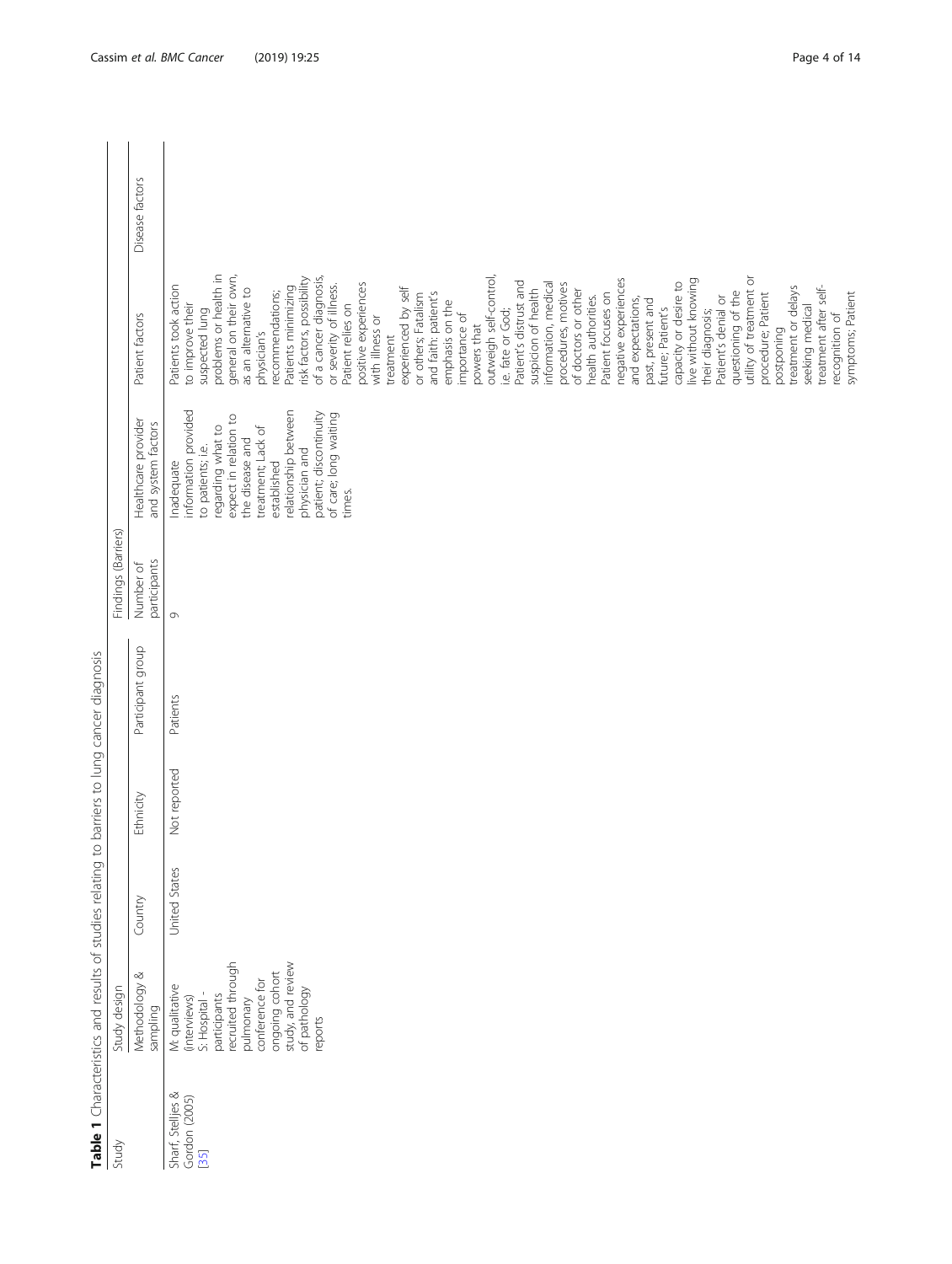**Table 1** Characteristics and results of studies relating to barriers to lung cancer diagnosis

| Study | Study design | | | | Findings (Barriers) | | | |
|---|---|---|---|---|---|---|---|---|
| | Methodology & sampling | Country | Ethnicity | Participant group | Number of participants | Healthcare provider and system factors | Patient factors | Disease factors |
| Sharf, Stelljes & Gordon (2005) [35] | M: qualitative (interviews) S: Hospital - participants recruited through pulmonary conference for ongoing cohort study, and review of pathology reports | United States | Not reported | Patients | 9 | Inadequate information provided to patients; i.e. regarding what to expect in relation to the disease and treatment; Lack of established relationship between physician and patient; discontinuity of care; long waiting times. | Patients took action to improve their suspected lung problems or health in general on their own, as an alternative to physician's recommendations; Patients minimizing risk factors, possibility of a cancer diagnosis, or severity of illness. Patient relies on positive experiences with illness or treatment experienced by self or others; Fatalism and faith: patient's emphasis on the importance of powers that outweigh self-control, i.e. fate or God; Patient's distrust and suspicion of health information, medical procedures, motives of doctors or other health authorities. Patient focuses on negative experiences and expectations, past, present and future; Patient's capacity or desire to live without knowing their diagnosis; Patient's denial or questioning of the utility of treatment or procedure; Patient postponing treatment or delays seeking medical treatment after self-recognition of symptoms; Patient | |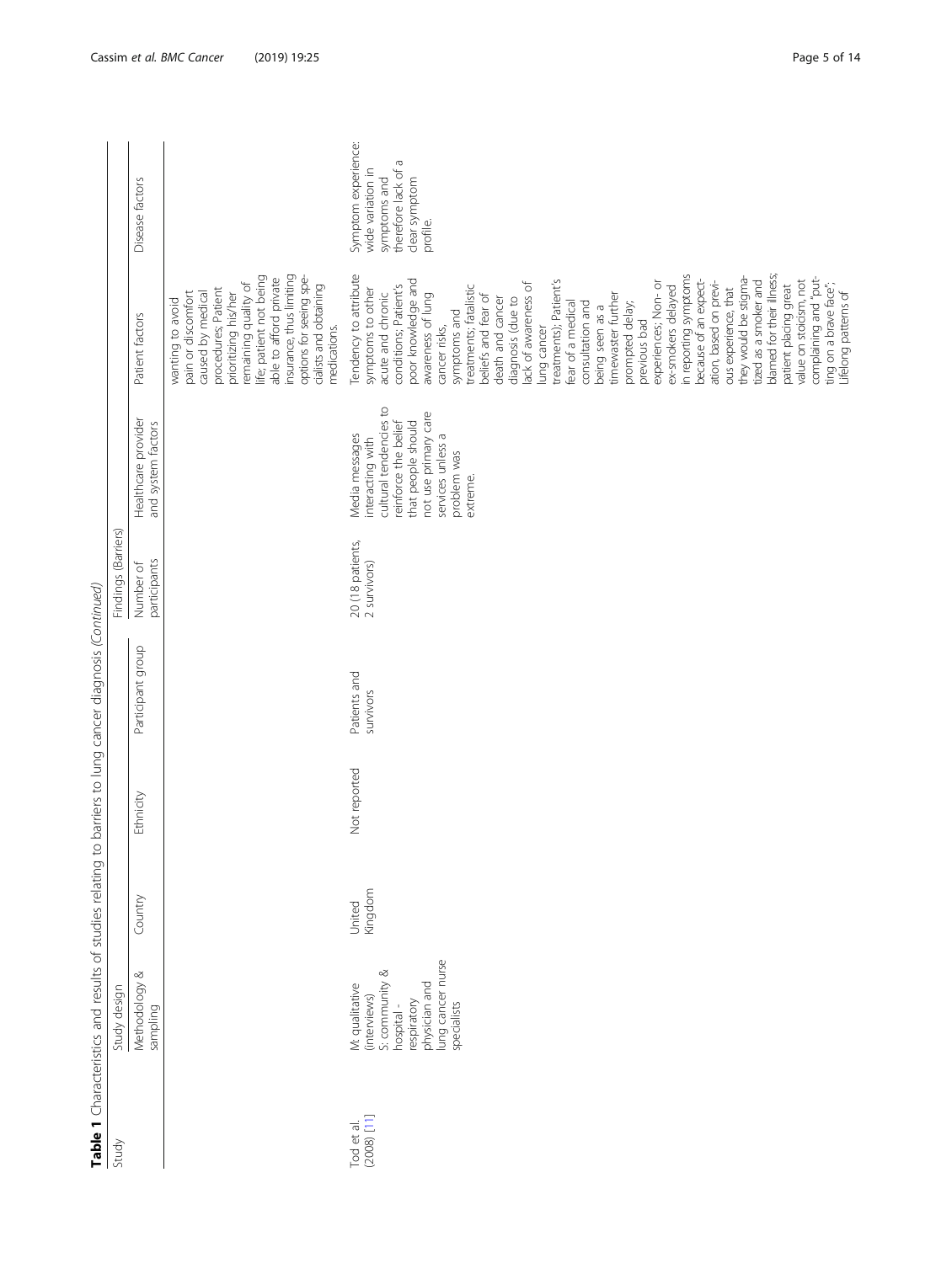**Table 1** Characteristics and results of studies relating to barriers to lung cancer diagnosis *(Continued)*

| Study | Study design | | | | Findings (Barriers) | | | |
|---|---|---|---|---|---|---|---|---|
| | Methodology & sampling | Country | Ethnicity | Participant group | Number of participants | Healthcare provider and system factors | Patient factors | Disease factors |
| | | | | | | | wanting to avoid pain or discomfort caused by medical procedures; Patient prioritizing his/her remaining quality of life; patient not being able to afford private insurance, thus limiting options for seeing specialists and obtaining medications. | |
| Tod et al. (2008) [11] | M: qualitative (interviews) S: community & hospital - respiratory physician and lung cancer nurse specialists | United Kingdom | Not reported | Patients and survivors | 20 (18 patients, 2 survivors) | Media messages interacting with cultural tendencies to reinforce the belief that people should not use primary care services unless a problem was extreme. | Tendency to attribute symptoms to other acute and chronic conditions; Patient's poor knowledge and awareness of lung cancer risks, symptoms and treatments; fatalistic beliefs and fear of death and cancer diagnosis (due to lack of awareness of lung cancer treatments); Patient's fear of a medical consultation and being seen as a timewaster further prompted delay; previous bad experiences; Non- or ex-smokers delayed in reporting symptoms because of an expectation, based on previous experience, that they would be stigmatized as a smoker and blamed for their illness; patient placing great value on stoicism, not complaining and "putting on a brave face"; Lifelong patterns of | Symptom experience: wide variation in symptoms and therefore lack of a clear symptom profile. |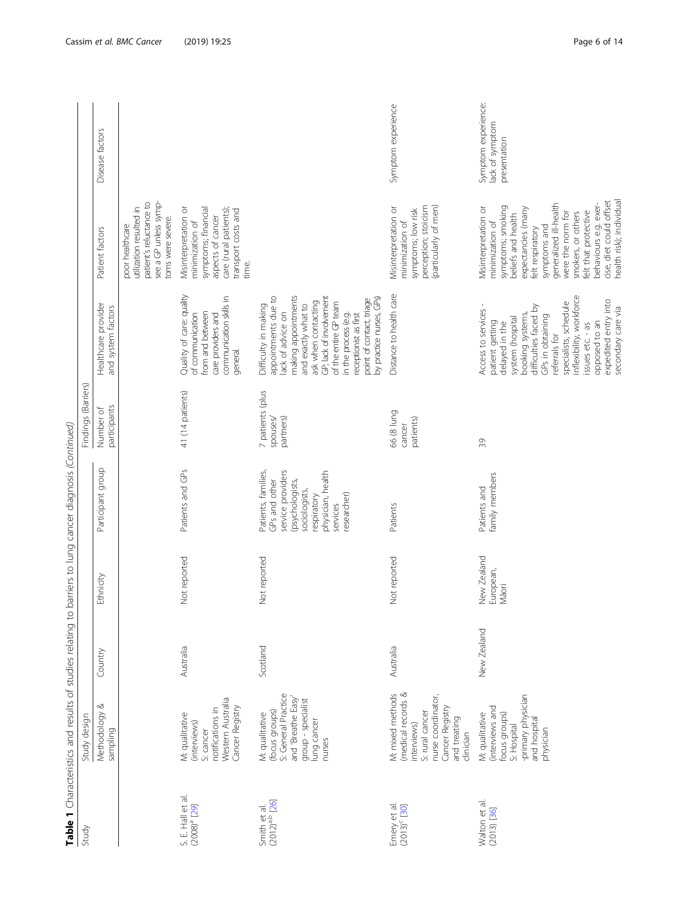**Table 1** Characteristics and results of studies relating to barriers to lung cancer diagnosis *(Continued)*

| Study | Study design | | | | | Findings (Barriers) | | | |
|---|---|---|---|---|---|---|---|---|---|
| | Methodology & sampling | Country | Ethnicity | Participant group | Number of participants | Healthcare provider and system factors | Patient factors | Disease factors |
| | | | | | | | poor healthcare utilization resulted in patient's reluctance to see a GP unless symptoms were severe. | |
| S. E. Hall et al. (2008)[a] [29] | M: qualitative (interviews) S: cancer notifications in Western Australia Cancer Registry | Australia | Not reported | Patients and GPs | 41 (14 patients) | Quality of care: quality of communication from and between care providers and communication skills in general. | Misinterpretation or minimization of symptoms; financial aspects of cancer care (rural patients); transport costs and time. | |
| Smith et al. (2012)[a,b] [26] | M: qualitative (focus groups) S: General Practice and 'Breathe Easy' group - specialist lung cancer nurses | Scotland | Not reported | Patients, families, GPs and other service providers (psychologists, sociologists, respiratory physician, health services researcher) | 7 patients (plus spouses/ partners) | Difficulty in making appointments due to lack of advice on making appointments and exactly what to ask when contacting GP; lack of involvement of the entire GP team in the process (e.g. receptionist as first point of contact, triage by practice nurses, GPs) | | |
| Emery et al. (2013)[c] [30] | M: mixed methods (medical records & interviews) S: rural cancer nurse coordinator, Cancer Registry and treating clinician | Australia | Not reported | Patients | 66 (8 lung cancer patients) | Distance to health care | Misinterpretation or minimization of symptoms; low risk perception; stoicism (particularly of men) | Symptom experience |
| Walton et al. (2013) [36] | M: qualitative (interviews and focus groups) S: Hospital -primary physician and hospital physician | New Zealand | New Zealand European, Māori | Patients and family members | 39 | Access to services - patient getting delayed in the system (hospital booking systems, difficulties faced by GPs in obtaining referrals for specialists, schedule inflexibility, workforce issues etc. - as opposed to an expedited entry into secondary care via | Misinterpretation or minimization of symptoms; smoking beliefs and health expectancies (many felt respiratory symptoms and generalized ill-health were the norm for smokers, or others felt that protective behaviours e.g. exercise, diet could offset health risk); individual | Symptom experience: lack of symptom presentation |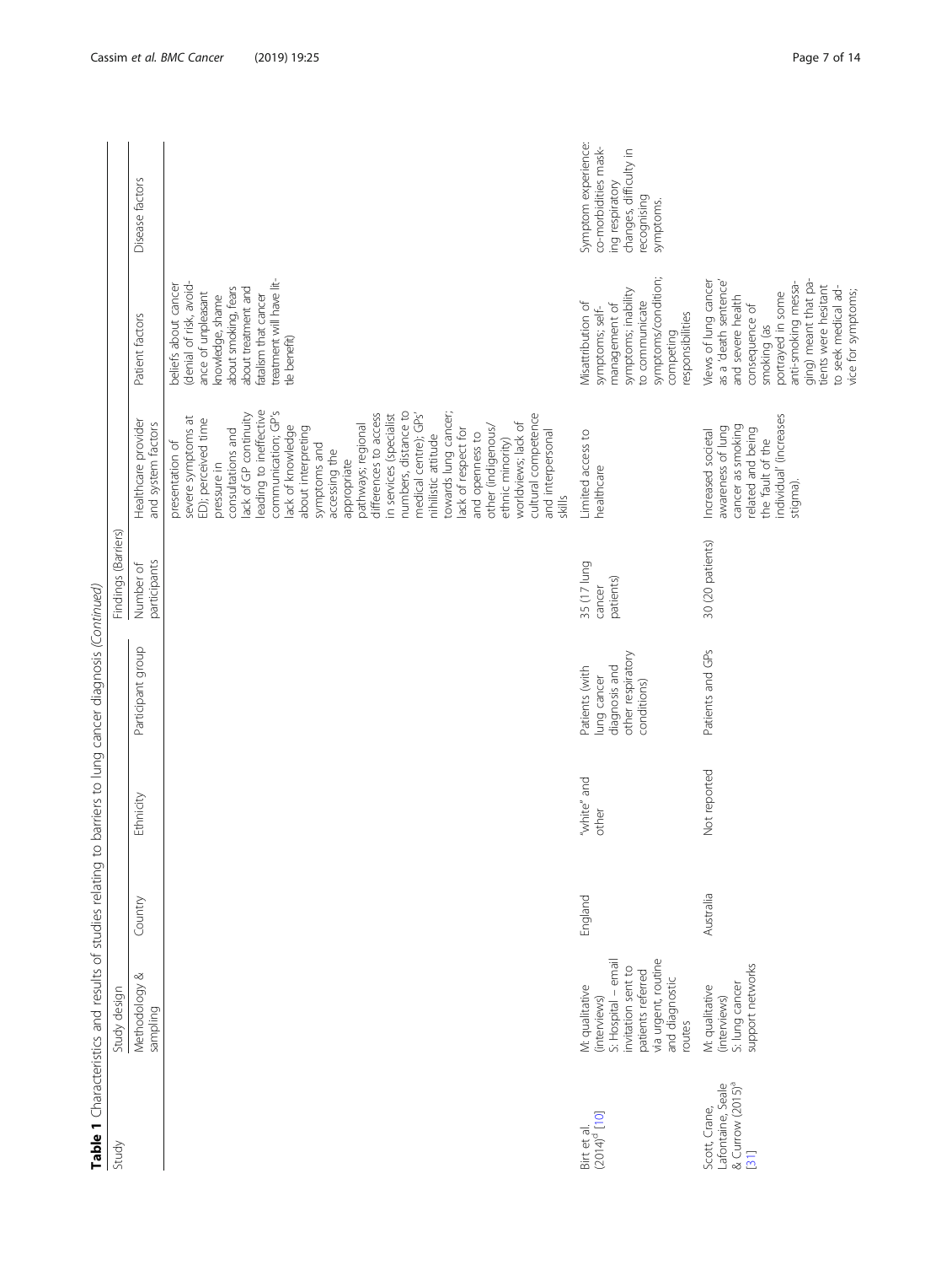**Table 1** Characteristics and results of studies relating to barriers to lung cancer diagnosis *(Continued)*

| Study | Study design | | | | Findings (Barriers) | | | |
|---|---|---|---|---|---|---|---|---|
| | Methodology & sampling | Country | Ethnicity | Participant group | Number of participants | Healthcare provider and system factors | Patient factors | Disease factors |
| | | | | | | presentation of severe symptoms at ED); perceived time pressure in consultations and lack of GP continuity leading to ineffective communication; GP's lack of knowledge about interpreting symptoms and accessing the appropriate pathways; regional differences to access in services (specialist numbers, distance to medical centre); GPs' nihilistic attitude towards lung cancer; lack of respect for and openness to other (indigenous/ethnic minority) worldviews; lack of cultural competence and interpersonal skills | beliefs about cancer (denial of risk, avoidance of unpleasant knowledge, shame about smoking, fears about treatment and fatalism that cancer treatment will have little benefit) | |
| Birt et al. (2014)[d] [10] | M: qualitative (interviews) S: Hospital – email invitation sent to patients referred via urgent, routine and diagnostic routes | England | "white" and other | Patients (with lung cancer diagnosis and other respiratory conditions) | 35 (17 lung cancer patients) | Limited access to healthcare | Misattribution of symptoms; self-management of symptoms; inability to communicate symptoms/condition; competing responsibilities | Symptom experience: co-morbidities masking respiratory changes, difficulty in recognising symptoms. |
| Scott, Crane, Lafontaine, Seale & Currow (2015)[a] [31] | M: qualitative (interviews) S: lung cancer support networks | Australia | Not reported | Patients and GPs | 30 (20 patients) | Increased societal awareness of lung cancer as smoking related and being the 'fault of the individual' (increases stigma). | Views of lung cancer as a 'death sentence' and severe health consequence of smoking (as portrayed in some anti-smoking messaging) meant that patients were hesitant to seek medical advice for symptoms; | |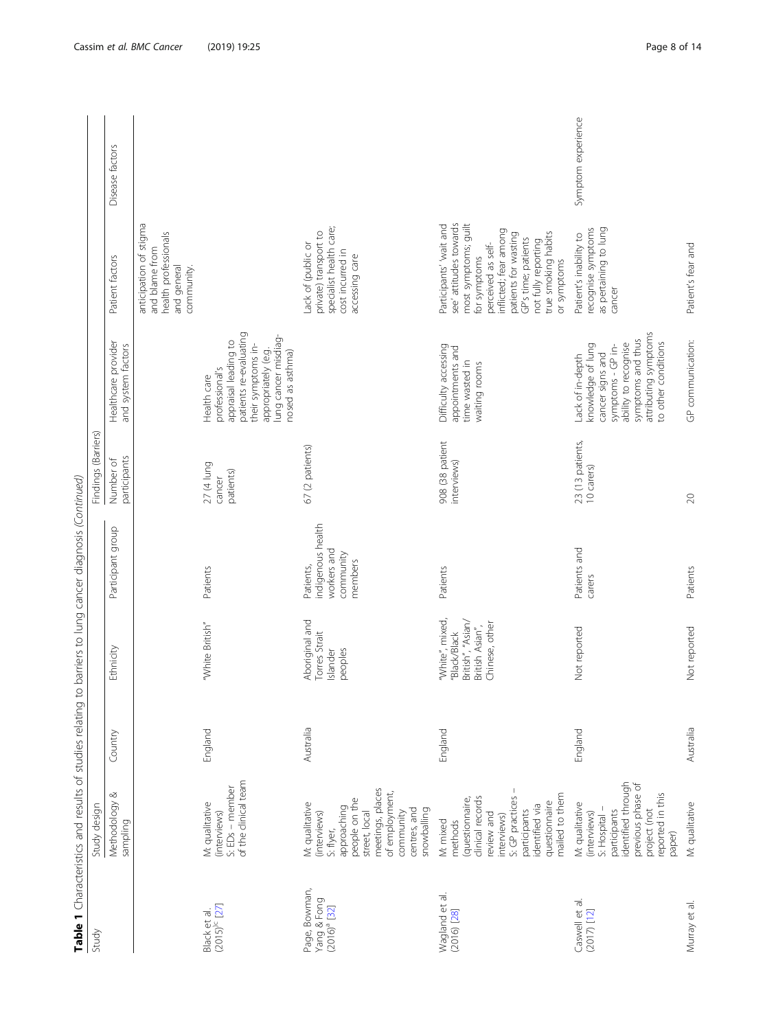**Table 1** Characteristics and results of studies relating to barriers to lung cancer diagnosis *(Continued)*

| Study | Study design | | | | Findings (Barriers) | | | |
|---|---|---|---|---|---|---|---|---|
| | Methodology & sampling | Country | Ethnicity | Participant group | Number of participants | Healthcare provider and system factors | Patient factors | Disease factors |
| | | | | | | | anticipation of stigma and blame from health professionals and general community. | |
| Black et al. (2015)[c] [27] | M: qualitative (interviews) S: EDs – member of the clinical team | England | "White British" | Patients | 27 (4 lung cancer patients) | Health care professional's appraisal leading to patients re-evaluating their symptoms in-appropriately (e.g. lung cancer misdiagnosed as asthma) | | |
| Page, Bowman, Yang & Fong (2016)[a] [32] | M: qualitative (interviews) S: flyer, approaching people on the street, local meetings, places of employment, community centres, and snowballing | Australia | Aboriginal and Torres Strait Islander peoples | Patients, indigenous health workers and community members | 67 (2 patients) | | Lack of (public or private) transport to specialist health care; cost incurred in accessing care | |
| Wagland et al. (2016) [28] | M: mixed methods (questionnaire, clinical records review and interviews) S: GP practices – participants identified via questionnaire mailed to them | England | "White", mixed, "Black/Black British", "Asian/British Asian", Chinese, other | Patients | 908 (38 patient interviews) | Difficulty accessing appointments and time wasted in waiting rooms | Participants' 'wait and see' attitudes towards most symptoms; guilt for symptoms perceived as self-inflicted; fear among patients for wasting GP's time; patients not fully reporting true smoking habits or symptoms | |
| Caswell et al. (2017) [12] | M: qualitative (interviews) S: Hospital – participants identified through previous phase of project (not reported in this paper) | England | Not reported | Patients and carers | 23 (13 patients, 10 carers) | Lack of in-depth knowledge of lung cancer signs and symptoms - GP in-ability to recognise symptoms and thus attributing symptoms to other conditions | Patient's inability to recognise symptoms as pertaining to lung cancer | Symptom experience |
| Murray et al. | M: qualitative | Australia | Not reported | Patients | 20 | GP communication: | Patient's fear and | |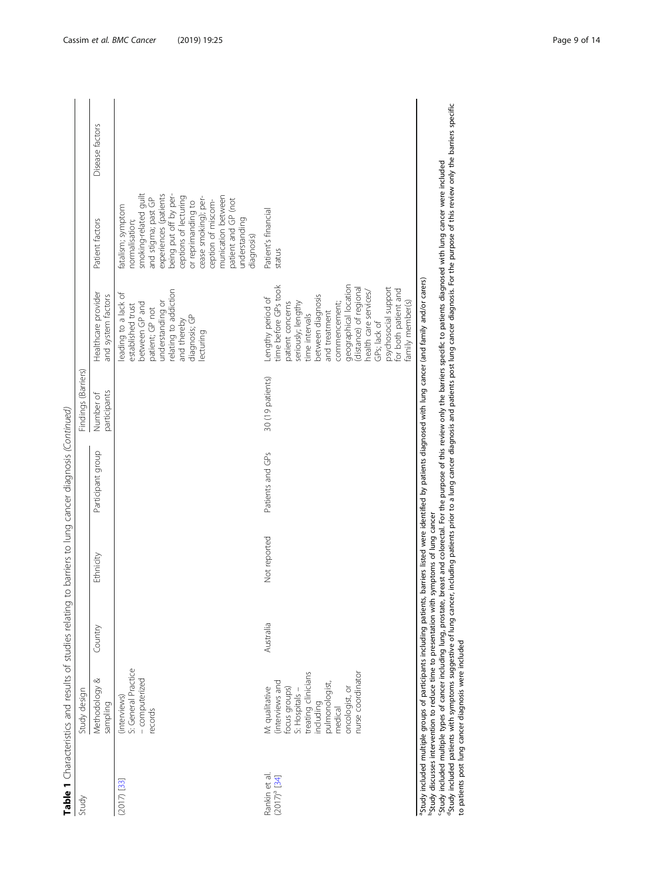**Table 1** Characteristics and results of studies relating to barriers to lung cancer diagnosis *(Continued)*

| Study | Study design | | | | Findings (Barriers) | | | |
|---|---|---|---|---|---|---|---|---|
| | Methodology & sampling | Country | Ethnicity | Participant group | Number of participants | Healthcare provider and system factors | Patient factors | Disease factors |
| (2017) [33] | (interviews) S: General Practice – computerized records | | | | | leading to a lack of established trust between GP and patient; GP not understanding or relating to addiction and thereby diagnosis; GP lecturing | fatalism; symptom normalisation; smoking-related guilt and stigma; past GP experiences (patients being put off by perceptions of lecturing or reprimanding to cease smoking); perception of miscommunication between patient and GP (not understanding diagnosis) | |
| Rankin et al. (2017)[a] [34] | M: qualitative (interviews and focus groups) S: Hospitals – treating clinicians including pulmonologist, medical oncologist, or nurse coordinator | Australia | Not reported | Patients and GPs | 30 (19 patients) | Lengthy period of time before GPs took patient concerns seriously; lengthy time intervals between diagnosis and treatment commencement; geographical location (distance) of regional health care services/ GPs; lack of psychosocial support for both patient and family member(s) | Patient's financial status | |

[a]Study included multiple groups of participants including patients, barriers listed were identified by patients diagnosed with lung cancer (and family and/or carers)
[b]Study discusses intervention to reduce time to presentation with symptoms of lung cancer
[c]Study included multiple types of cancer including lung, prostate, breast and colorectal. For the purpose of this review only the barriers specific to patients diagnosed with lung cancer were included
[d]Study included patients with symptoms suggestive of lung cancer, including patients prior to a lung cancer diagnosis and patients post lung cancer diagnosis. For the purpose of this review only the barriers specific to patients post lung cancer diagnosis were included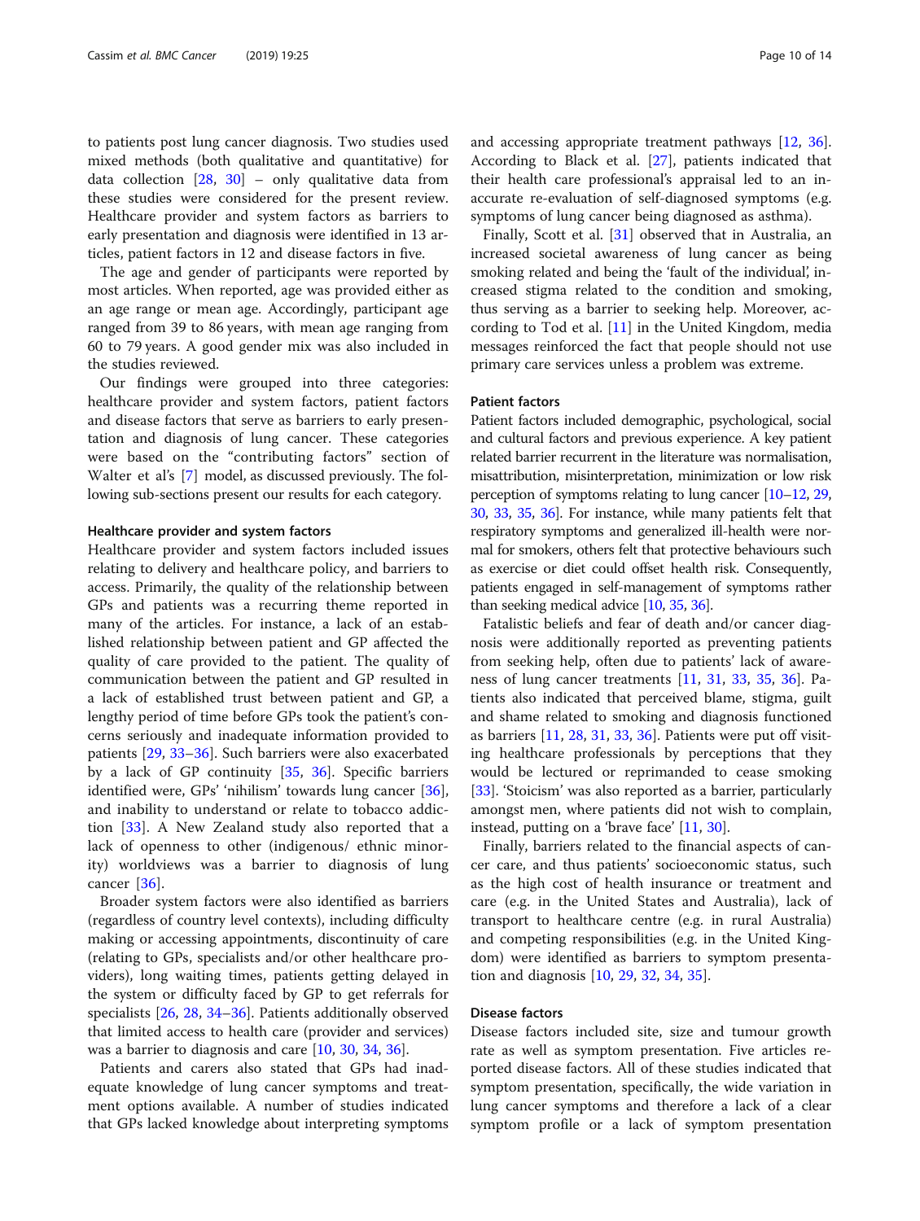to patients post lung cancer diagnosis. Two studies used mixed methods (both qualitative and quantitative) for data collection [28, 30] – only qualitative data from these studies were considered for the present review. Healthcare provider and system factors as barriers to early presentation and diagnosis were identified in 13 articles, patient factors in 12 and disease factors in five.

The age and gender of participants were reported by most articles. When reported, age was provided either as an age range or mean age. Accordingly, participant age ranged from 39 to 86 years, with mean age ranging from 60 to 79 years. A good gender mix was also included in the studies reviewed.

Our findings were grouped into three categories: healthcare provider and system factors, patient factors and disease factors that serve as barriers to early presentation and diagnosis of lung cancer. These categories were based on the "contributing factors" section of Walter et al's [7] model, as discussed previously. The following sub-sections present our results for each category.

### Healthcare provider and system factors

Healthcare provider and system factors included issues relating to delivery and healthcare policy, and barriers to access. Primarily, the quality of the relationship between GPs and patients was a recurring theme reported in many of the articles. For instance, a lack of an established relationship between patient and GP affected the quality of care provided to the patient. The quality of communication between the patient and GP resulted in a lack of established trust between patient and GP, a lengthy period of time before GPs took the patient's concerns seriously and inadequate information provided to patients [29, 33–36]. Such barriers were also exacerbated by a lack of GP continuity [35, 36]. Specific barriers identified were, GPs' 'nihilism' towards lung cancer [36], and inability to understand or relate to tobacco addiction [33]. A New Zealand study also reported that a lack of openness to other (indigenous/ ethnic minority) worldviews was a barrier to diagnosis of lung cancer [36].

Broader system factors were also identified as barriers (regardless of country level contexts), including difficulty making or accessing appointments, discontinuity of care (relating to GPs, specialists and/or other healthcare providers), long waiting times, patients getting delayed in the system or difficulty faced by GP to get referrals for specialists [26, 28, 34–36]. Patients additionally observed that limited access to health care (provider and services) was a barrier to diagnosis and care [10, 30, 34, 36].

Patients and carers also stated that GPs had inadequate knowledge of lung cancer symptoms and treatment options available. A number of studies indicated that GPs lacked knowledge about interpreting symptoms and accessing appropriate treatment pathways [12, 36]. According to Black et al. [27], patients indicated that their health care professional's appraisal led to an inaccurate re-evaluation of self-diagnosed symptoms (e.g. symptoms of lung cancer being diagnosed as asthma).

Finally, Scott et al. [31] observed that in Australia, an increased societal awareness of lung cancer as being smoking related and being the 'fault of the individual', increased stigma related to the condition and smoking, thus serving as a barrier to seeking help. Moreover, according to Tod et al. [11] in the United Kingdom, media messages reinforced the fact that people should not use primary care services unless a problem was extreme.

### Patient factors

Patient factors included demographic, psychological, social and cultural factors and previous experience. A key patient related barrier recurrent in the literature was normalisation, misattribution, misinterpretation, minimization or low risk perception of symptoms relating to lung cancer [10–12, 29, 30, 33, 35, 36]. For instance, while many patients felt that respiratory symptoms and generalized ill-health were normal for smokers, others felt that protective behaviours such as exercise or diet could offset health risk. Consequently, patients engaged in self-management of symptoms rather than seeking medical advice [10, 35, 36].

Fatalistic beliefs and fear of death and/or cancer diagnosis were additionally reported as preventing patients from seeking help, often due to patients' lack of awareness of lung cancer treatments [11, 31, 33, 35, 36]. Patients also indicated that perceived blame, stigma, guilt and shame related to smoking and diagnosis functioned as barriers [11, 28, 31, 33, 36]. Patients were put off visiting healthcare professionals by perceptions that they would be lectured or reprimanded to cease smoking [33]. 'Stoicism' was also reported as a barrier, particularly amongst men, where patients did not wish to complain, instead, putting on a 'brave face' [11, 30].

Finally, barriers related to the financial aspects of cancer care, and thus patients' socioeconomic status, such as the high cost of health insurance or treatment and care (e.g. in the United States and Australia), lack of transport to healthcare centre (e.g. in rural Australia) and competing responsibilities (e.g. in the United Kingdom) were identified as barriers to symptom presentation and diagnosis [10, 29, 32, 34, 35].

### Disease factors

Disease factors included site, size and tumour growth rate as well as symptom presentation. Five articles reported disease factors. All of these studies indicated that symptom presentation, specifically, the wide variation in lung cancer symptoms and therefore a lack of a clear symptom profile or a lack of symptom presentation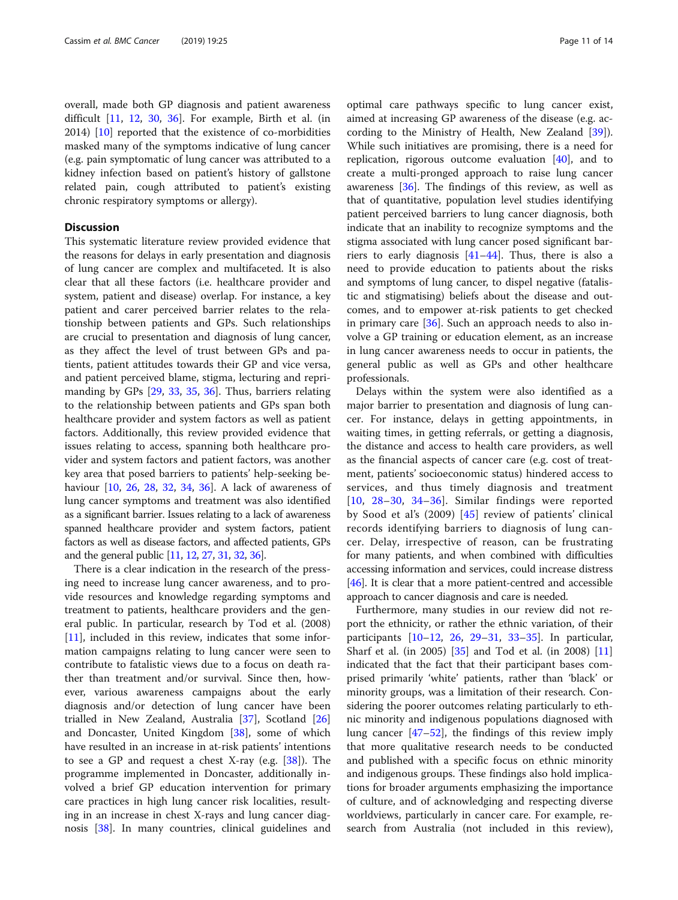overall, made both GP diagnosis and patient awareness difficult [11, 12, 30, 36]. For example, Birth et al. (in 2014) [10] reported that the existence of co-morbidities masked many of the symptoms indicative of lung cancer (e.g. pain symptomatic of lung cancer was attributed to a kidney infection based on patient's history of gallstone related pain, cough attributed to patient's existing chronic respiratory symptoms or allergy).

## Discussion

This systematic literature review provided evidence that the reasons for delays in early presentation and diagnosis of lung cancer are complex and multifaceted. It is also clear that all these factors (i.e. healthcare provider and system, patient and disease) overlap. For instance, a key patient and carer perceived barrier relates to the relationship between patients and GPs. Such relationships are crucial to presentation and diagnosis of lung cancer, as they affect the level of trust between GPs and patients, patient attitudes towards their GP and vice versa, and patient perceived blame, stigma, lecturing and reprimanding by GPs [29, 33, 35, 36]. Thus, barriers relating to the relationship between patients and GPs span both healthcare provider and system factors as well as patient factors. Additionally, this review provided evidence that issues relating to access, spanning both healthcare provider and system factors and patient factors, was another key area that posed barriers to patients' help-seeking behaviour [10, 26, 28, 32, 34, 36]. A lack of awareness of lung cancer symptoms and treatment was also identified as a significant barrier. Issues relating to a lack of awareness spanned healthcare provider and system factors, patient factors as well as disease factors, and affected patients, GPs and the general public [11, 12, 27, 31, 32, 36].

There is a clear indication in the research of the pressing need to increase lung cancer awareness, and to provide resources and knowledge regarding symptoms and treatment to patients, healthcare providers and the general public. In particular, research by Tod et al. (2008) [11], included in this review, indicates that some information campaigns relating to lung cancer were seen to contribute to fatalistic views due to a focus on death rather than treatment and/or survival. Since then, however, various awareness campaigns about the early diagnosis and/or detection of lung cancer have been trialled in New Zealand, Australia [37], Scotland [26] and Doncaster, United Kingdom [38], some of which have resulted in an increase in at-risk patients' intentions to see a GP and request a chest X-ray (e.g. [38]). The programme implemented in Doncaster, additionally involved a brief GP education intervention for primary care practices in high lung cancer risk localities, resulting in an increase in chest X-rays and lung cancer diagnosis [38]. In many countries, clinical guidelines and optimal care pathways specific to lung cancer exist, aimed at increasing GP awareness of the disease (e.g. according to the Ministry of Health, New Zealand [39]). While such initiatives are promising, there is a need for replication, rigorous outcome evaluation [40], and to create a multi-pronged approach to raise lung cancer awareness [36]. The findings of this review, as well as that of quantitative, population level studies identifying patient perceived barriers to lung cancer diagnosis, both indicate that an inability to recognize symptoms and the stigma associated with lung cancer posed significant barriers to early diagnosis [41–44]. Thus, there is also a need to provide education to patients about the risks and symptoms of lung cancer, to dispel negative (fatalistic and stigmatising) beliefs about the disease and outcomes, and to empower at-risk patients to get checked in primary care [36]. Such an approach needs to also involve a GP training or education element, as an increase in lung cancer awareness needs to occur in patients, the general public as well as GPs and other healthcare professionals.

Delays within the system were also identified as a major barrier to presentation and diagnosis of lung cancer. For instance, delays in getting appointments, in waiting times, in getting referrals, or getting a diagnosis, the distance and access to health care providers, as well as the financial aspects of cancer care (e.g. cost of treatment, patients' socioeconomic status) hindered access to services, and thus timely diagnosis and treatment [10, 28–30, 34–36]. Similar findings were reported by Sood et al's (2009) [45] review of patients' clinical records identifying barriers to diagnosis of lung cancer. Delay, irrespective of reason, can be frustrating for many patients, and when combined with difficulties accessing information and services, could increase distress [46]. It is clear that a more patient-centred and accessible approach to cancer diagnosis and care is needed.

Furthermore, many studies in our review did not report the ethnicity, or rather the ethnic variation, of their participants [10–12, 26, 29–31, 33–35]. In particular, Sharf et al. (in 2005) [35] and Tod et al. (in 2008) [11] indicated that the fact that their participant bases comprised primarily 'white' patients, rather than 'black' or minority groups, was a limitation of their research. Considering the poorer outcomes relating particularly to ethnic minority and indigenous populations diagnosed with lung cancer [47–52], the findings of this review imply that more qualitative research needs to be conducted and published with a specific focus on ethnic minority and indigenous groups. These findings also hold implications for broader arguments emphasizing the importance of culture, and of acknowledging and respecting diverse worldviews, particularly in cancer care. For example, research from Australia (not included in this review),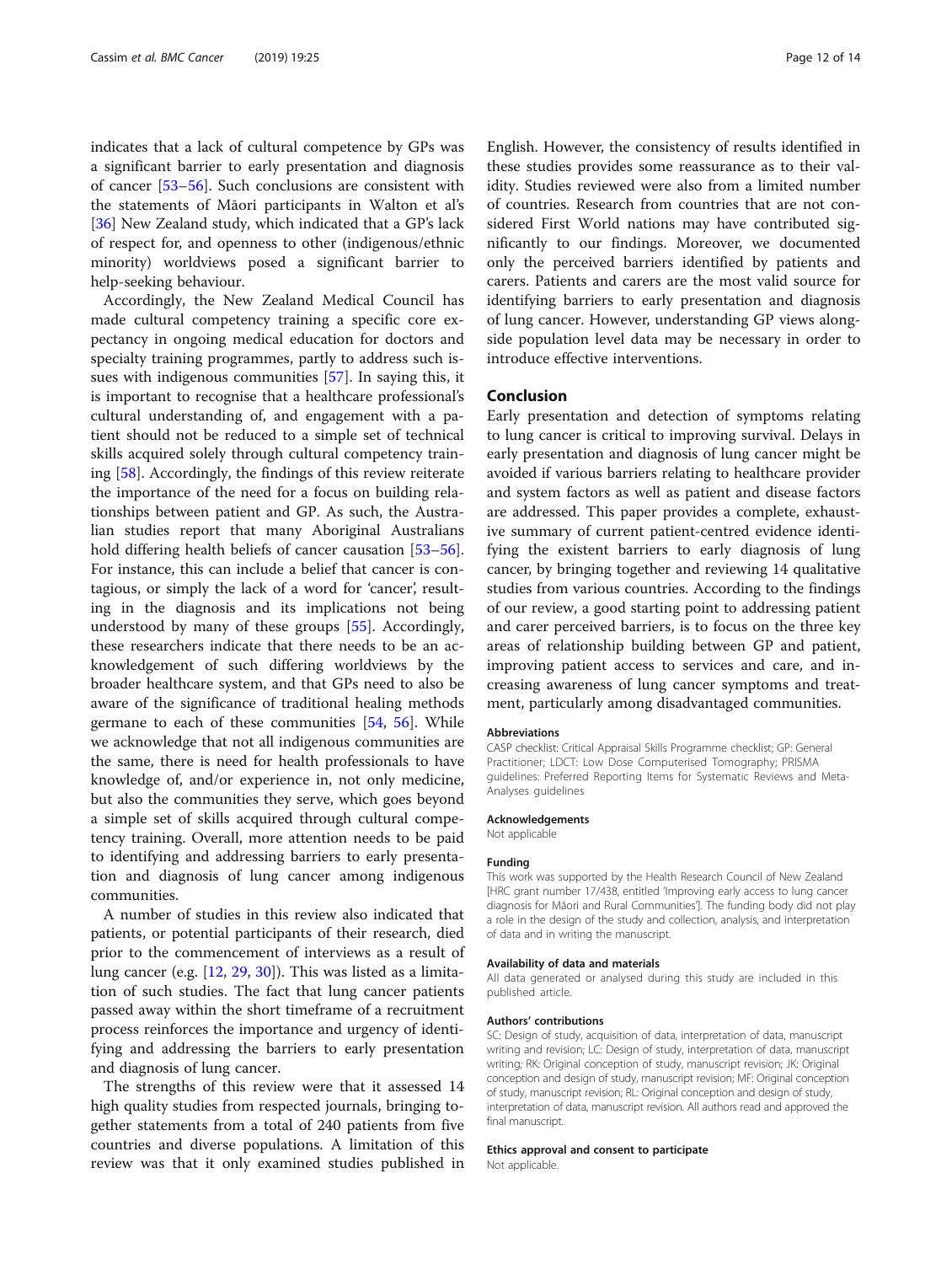indicates that a lack of cultural competence by GPs was a significant barrier to early presentation and diagnosis of cancer [53–56]. Such conclusions are consistent with the statements of Māori participants in Walton et al's [36] New Zealand study, which indicated that a GP's lack of respect for, and openness to other (indigenous/ethnic minority) worldviews posed a significant barrier to help-seeking behaviour.

Accordingly, the New Zealand Medical Council has made cultural competency training a specific core expectancy in ongoing medical education for doctors and specialty training programmes, partly to address such issues with indigenous communities [57]. In saying this, it is important to recognise that a healthcare professional's cultural understanding of, and engagement with a patient should not be reduced to a simple set of technical skills acquired solely through cultural competency training [58]. Accordingly, the findings of this review reiterate the importance of the need for a focus on building relationships between patient and GP. As such, the Australian studies report that many Aboriginal Australians hold differing health beliefs of cancer causation [53–56]. For instance, this can include a belief that cancer is contagious, or simply the lack of a word for 'cancer', resulting in the diagnosis and its implications not being understood by many of these groups [55]. Accordingly, these researchers indicate that there needs to be an acknowledgement of such differing worldviews by the broader healthcare system, and that GPs need to also be aware of the significance of traditional healing methods germane to each of these communities [54, 56]. While we acknowledge that not all indigenous communities are the same, there is need for health professionals to have knowledge of, and/or experience in, not only medicine, but also the communities they serve, which goes beyond a simple set of skills acquired through cultural competency training. Overall, more attention needs to be paid to identifying and addressing barriers to early presentation and diagnosis of lung cancer among indigenous communities.

A number of studies in this review also indicated that patients, or potential participants of their research, died prior to the commencement of interviews as a result of lung cancer (e.g. [12, 29, 30]). This was listed as a limitation of such studies. The fact that lung cancer patients passed away within the short timeframe of a recruitment process reinforces the importance and urgency of identifying and addressing the barriers to early presentation and diagnosis of lung cancer.

The strengths of this review were that it assessed 14 high quality studies from respected journals, bringing together statements from a total of 240 patients from five countries and diverse populations. A limitation of this review was that it only examined studies published in English. However, the consistency of results identified in these studies provides some reassurance as to their validity. Studies reviewed were also from a limited number of countries. Research from countries that are not considered First World nations may have contributed significantly to our findings. Moreover, we documented only the perceived barriers identified by patients and carers. Patients and carers are the most valid source for identifying barriers to early presentation and diagnosis of lung cancer. However, understanding GP views alongside population level data may be necessary in order to introduce effective interventions.

## Conclusion

Early presentation and detection of symptoms relating to lung cancer is critical to improving survival. Delays in early presentation and diagnosis of lung cancer might be avoided if various barriers relating to healthcare provider and system factors as well as patient and disease factors are addressed. This paper provides a complete, exhaustive summary of current patient-centred evidence identifying the existent barriers to early diagnosis of lung cancer, by bringing together and reviewing 14 qualitative studies from various countries. According to the findings of our review, a good starting point to addressing patient and carer perceived barriers, is to focus on the three key areas of relationship building between GP and patient, improving patient access to services and care, and increasing awareness of lung cancer symptoms and treatment, particularly among disadvantaged communities.

#### Abbreviations

CASP checklist: Critical Appraisal Skills Programme checklist; GP: General Practitioner; LDCT: Low Dose Computerised Tomography; PRISMA guidelines: Preferred Reporting Items for Systematic Reviews and Meta-Analyses guidelines

#### Acknowledgements

Not applicable

#### Funding

This work was supported by the Health Research Council of New Zealand [HRC grant number 17/438, entitled 'Improving early access to lung cancer diagnosis for Māori and Rural Communities']. The funding body did not play a role in the design of the study and collection, analysis, and interpretation of data and in writing the manuscript.

#### Availability of data and materials

All data generated or analysed during this study are included in this published article.

#### Authors' contributions

SC: Design of study, acquisition of data, interpretation of data, manuscript writing and revision; LC: Design of study, interpretation of data, manuscript writing; RK: Original conception of study, manuscript revision; JK: Original conception and design of study, manuscript revision; MF: Original conception of study, manuscript revision; RL: Original conception and design of study, interpretation of data, manuscript revision. All authors read and approved the final manuscript.

#### Ethics approval and consent to participate

Not applicable.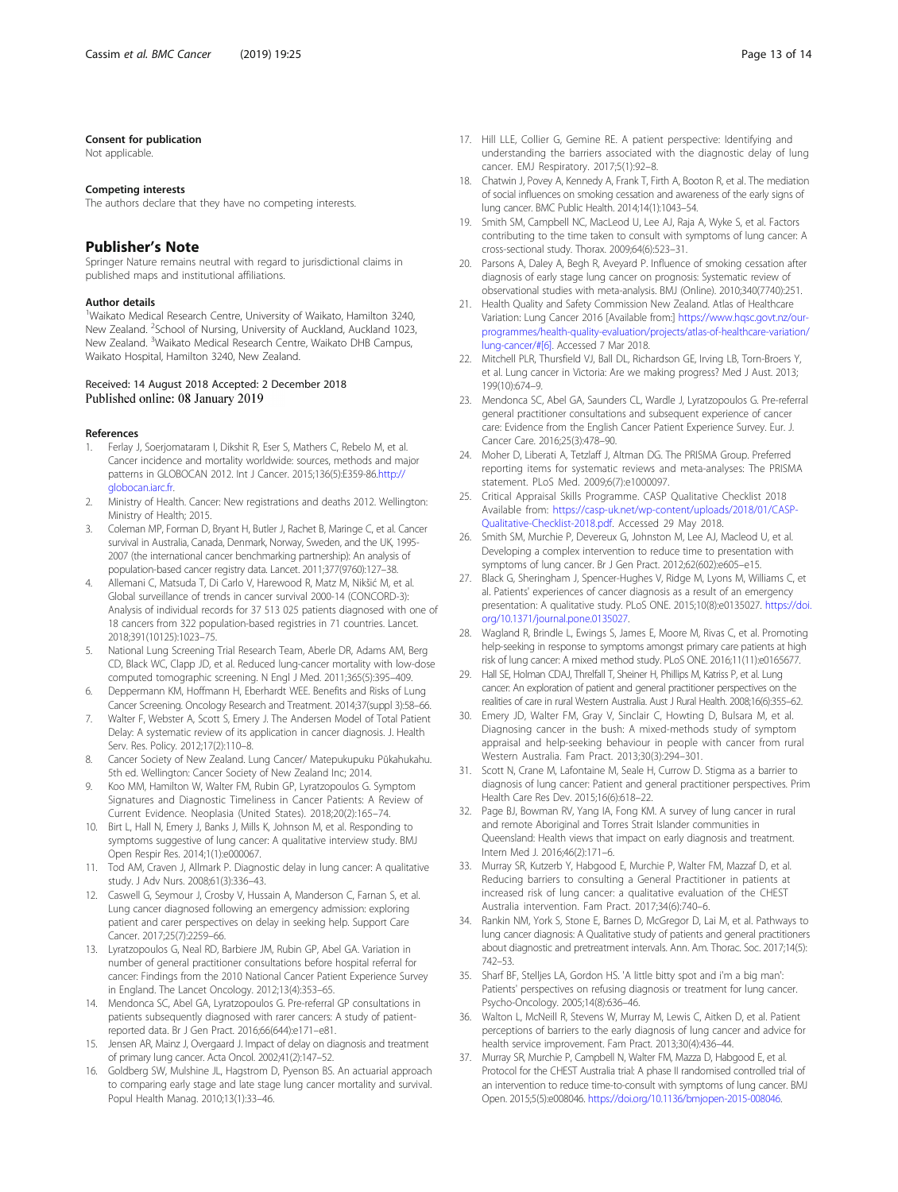### Consent for publication

Not applicable.

### Competing interests

The authors declare that they have no competing interests.

## Publisher's Note

Springer Nature remains neutral with regard to jurisdictional claims in published maps and institutional affiliations.

### Author details

[1]Waikato Medical Research Centre, University of Waikato, Hamilton 3240, New Zealand. [2]School of Nursing, University of Auckland, Auckland 1023, New Zealand. [3]Waikato Medical Research Centre, Waikato DHB Campus, Waikato Hospital, Hamilton 3240, New Zealand.

Received: 14 August 2018 Accepted: 2 December 2018
Published online: 08 January 2019

### References

1. Ferlay J, Soerjomataram I, Dikshit R, Eser S, Mathers C, Rebelo M, et al. Cancer incidence and mortality worldwide: sources, methods and major patterns in GLOBOCAN 2012. Int J Cancer. 2015;136(5):E359-86.http://globocan.iarc.fr.
2. Ministry of Health. Cancer: New registrations and deaths 2012. Wellington: Ministry of Health; 2015.
3. Coleman MP, Forman D, Bryant H, Butler J, Rachet B, Maringe C, et al. Cancer survival in Australia, Canada, Denmark, Norway, Sweden, and the UK, 1995-2007 (the international cancer benchmarking partnership): An analysis of population-based cancer registry data. Lancet. 2011;377(9760):127–38.
4. Allemani C, Matsuda T, Di Carlo V, Harewood R, Matz M, Nikšić M, et al. Global surveillance of trends in cancer survival 2000-14 (CONCORD-3): Analysis of individual records for 37 513 025 patients diagnosed with one of 18 cancers from 322 population-based registries in 71 countries. Lancet. 2018;391(10125):1023–75.
5. National Lung Screening Trial Research Team, Aberle DR, Adams AM, Berg CD, Black WC, Clapp JD, et al. Reduced lung-cancer mortality with low-dose computed tomographic screening. N Engl J Med. 2011;365(5):395–409.
6. Deppermann KM, Hoffmann H, Eberhardt WEE. Benefits and Risks of Lung Cancer Screening. Oncology Research and Treatment. 2014;37(suppl 3):58–66.
7. Walter F, Webster A, Scott S, Emery J. The Andersen Model of Total Patient Delay: A systematic review of its application in cancer diagnosis. J. Health Serv. Res. Policy. 2012;17(2):110–8.
8. Cancer Society of New Zealand. Lung Cancer/ Matepukupuku Pūkahukahu. 5th ed. Wellington: Cancer Society of New Zealand Inc; 2014.
9. Koo MM, Hamilton W, Walter FM, Rubin GP, Lyratzopoulos G. Symptom Signatures and Diagnostic Timeliness in Cancer Patients: A Review of Current Evidence. Neoplasia (United States). 2018;20(2):165–74.
10. Birt L, Hall N, Emery J, Banks J, Mills K, Johnson M, et al. Responding to symptoms suggestive of lung cancer: A qualitative interview study. BMJ Open Respir Res. 2014;1(1):e000067.
11. Tod AM, Craven J, Allmark P. Diagnostic delay in lung cancer: A qualitative study. J Adv Nurs. 2008;61(3):336–43.
12. Caswell G, Seymour J, Crosby V, Hussain A, Manderson C, Farnan S, et al. Lung cancer diagnosed following an emergency admission: exploring patient and carer perspectives on delay in seeking help. Support Care Cancer. 2017;25(7):2259–66.
13. Lyratzopoulos G, Neal RD, Barbiere JM, Rubin GP, Abel GA. Variation in number of general practitioner consultations before hospital referral for cancer: Findings from the 2010 National Cancer Patient Experience Survey in England. The Lancet Oncology. 2012;13(4):353–65.
14. Mendonca SC, Abel GA, Lyratzopoulos G. Pre-referral GP consultations in patients subsequently diagnosed with rarer cancers: A study of patient-reported data. Br J Gen Pract. 2016;66(644):e171–e81.
15. Jensen AR, Mainz J, Overgaard J. Impact of delay on diagnosis and treatment of primary lung cancer. Acta Oncol. 2002;41(2):147–52.
16. Goldberg SW, Mulshine JL, Hagstrom D, Pyenson BS. An actuarial approach to comparing early stage and late stage lung cancer mortality and survival. Popul Health Manag. 2010;13(1):33–46.
17. Hill LLE, Collier G, Gemine RE. A patient perspective: Identifying and understanding the barriers associated with the diagnostic delay of lung cancer. EMJ Respiratory. 2017;5(1):92–8.
18. Chatwin J, Povey A, Kennedy A, Frank T, Firth A, Booton R, et al. The mediation of social influences on smoking cessation and awareness of the early signs of lung cancer. BMC Public Health. 2014;14(1):1043–54.
19. Smith SM, Campbell NC, MacLeod U, Lee AJ, Raja A, Wyke S, et al. Factors contributing to the time taken to consult with symptoms of lung cancer: A cross-sectional study. Thorax. 2009;64(6):523–31.
20. Parsons A, Daley A, Begh R, Aveyard P. Influence of smoking cessation after diagnosis of early stage lung cancer on prognosis: Systematic review of observational studies with meta-analysis. BMJ (Online). 2010;340(7740):251.
21. Health Quality and Safety Commission New Zealand. Atlas of Healthcare Variation: Lung Cancer 2016 [Available from:] https://www.hqsc.govt.nz/our-programmes/health-quality-evaluation/projects/atlas-of-healthcare-variation/lung-cancer/#[6]. Accessed 7 Mar 2018.
22. Mitchell PLR, Thursfield VJ, Ball DL, Richardson GE, Irving LB, Torn-Broers Y, et al. Lung cancer in Victoria: Are we making progress? Med J Aust. 2013;199(10):674–9.
23. Mendonca SC, Abel GA, Saunders CL, Wardle J, Lyratzopoulos G. Pre-referral general practitioner consultations and subsequent experience of cancer care: Evidence from the English Cancer Patient Experience Survey. Eur. J. Cancer Care. 2016;25(3):478–90.
24. Moher D, Liberati A, Tetzlaff J, Altman DG. The PRISMA Group. Preferred reporting items for systematic reviews and meta-analyses: The PRISMA statement. PLoS Med. 2009;6(7):e1000097.
25. Critical Appraisal Skills Programme. CASP Qualitative Checklist 2018 Available from: https://casp-uk.net/wp-content/uploads/2018/01/CASP-Qualitative-Checklist-2018.pdf. Accessed 29 May 2018.
26. Smith SM, Murchie P, Devereux G, Johnston M, Lee AJ, Macleod U, et al. Developing a complex intervention to reduce time to presentation with symptoms of lung cancer. Br J Gen Pract. 2012;62(602):e605–e15.
27. Black G, Sheringham J, Spencer-Hughes V, Ridge M, Lyons M, Williams C, et al. Patients' experiences of cancer diagnosis as a result of an emergency presentation: A qualitative study. PLoS ONE. 2015;10(8):e0135027. https://doi.org/10.1371/journal.pone.0135027.
28. Wagland R, Brindle L, Ewings S, James E, Moore M, Rivas C, et al. Promoting help-seeking in response to symptoms amongst primary care patients at high risk of lung cancer: A mixed method study. PLoS ONE. 2016;11(11):e0165677.
29. Hall SE, Holman CDAJ, Threlfall T, Sheiner H, Phillips M, Katriss P, et al. Lung cancer: An exploration of patient and general practitioner perspectives on the realities of care in rural Western Australia. Aust J Rural Health. 2008;16(6):355–62.
30. Emery JD, Walter FM, Gray V, Sinclair C, Howting D, Bulsara M, et al. Diagnosing cancer in the bush: A mixed-methods study of symptom appraisal and help-seeking behaviour in people with cancer from rural Western Australia. Fam Pract. 2013;30(3):294–301.
31. Scott N, Crane M, Lafontaine M, Seale H, Currow D. Stigma as a barrier to diagnosis of lung cancer: Patient and general practitioner perspectives. Prim Health Care Res Dev. 2015;16(6):618–22.
32. Page BJ, Bowman RV, Yang IA, Fong KM. A survey of lung cancer in rural and remote Aboriginal and Torres Strait Islander communities in Queensland: Health views that impact on early diagnosis and treatment. Intern Med J. 2016;46(2):171–6.
33. Murray SR, Kutzerb Y, Habgood E, Murchie P, Walter FM, Mazzaf D, et al. Reducing barriers to consulting a General Practitioner in patients at increased risk of lung cancer: a qualitative evaluation of the CHEST Australia intervention. Fam Pract. 2017;34(6):740–6.
34. Rankin NM, York S, Stone E, Barnes D, McGregor D, Lai M, et al. Pathways to lung cancer diagnosis: A Qualitative study of patients and general practitioners about diagnostic and pretreatment intervals. Ann. Am. Thorac. Soc. 2017;14(5):742–53.
35. Sharf BF, Stelljes LA, Gordon HS. 'A little bitty spot and i'm a big man': Patients' perspectives on refusing diagnosis or treatment for lung cancer. Psycho-Oncology. 2005;14(8):636–46.
36. Walton L, McNeill R, Stevens W, Murray M, Lewis C, Aitken D, et al. Patient perceptions of barriers to the early diagnosis of lung cancer and advice for health service improvement. Fam Pract. 2013;30(4):436–44.
37. Murray SR, Murchie P, Campbell N, Walter FM, Mazza D, Habgood E, et al. Protocol for the CHEST Australia trial: A phase II randomised controlled trial of an intervention to reduce time-to-consult with symptoms of lung cancer. BMJ Open. 2015;5(5):e008046. https://doi.org/10.1136/bmjopen-2015-008046.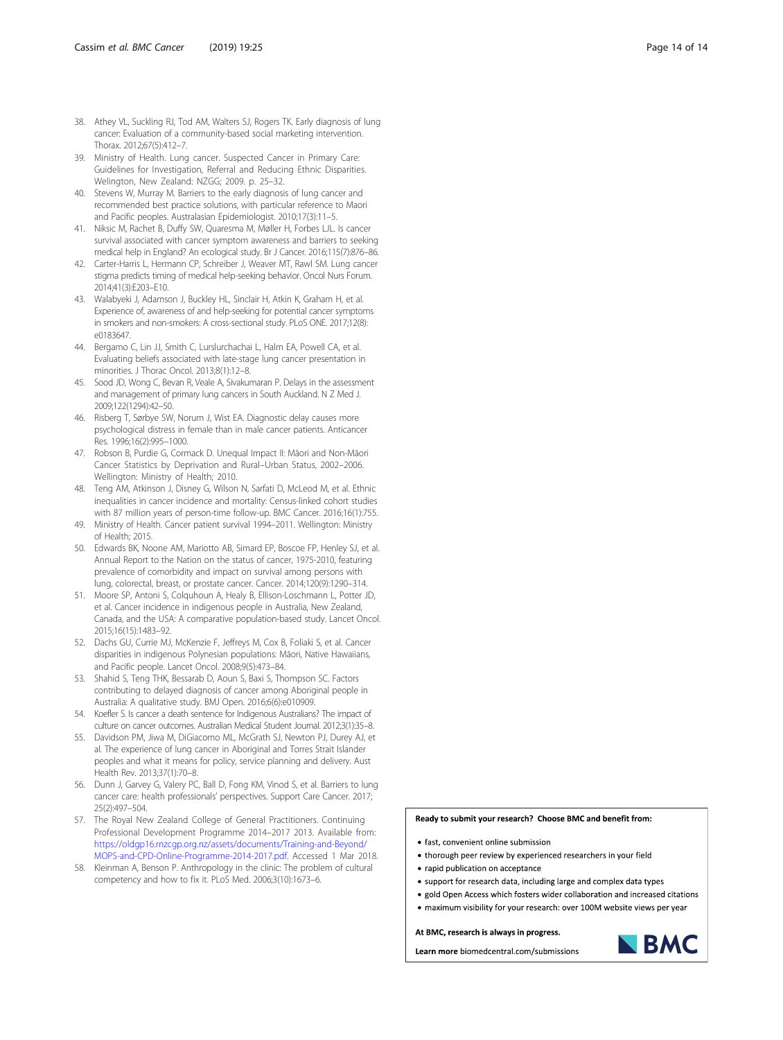38. Athey VL, Suckling RJ, Tod AM, Walters SJ, Rogers TK. Early diagnosis of lung cancer: Evaluation of a community-based social marketing intervention. Thorax. 2012;67(5):412–7.
39. Ministry of Health. Lung cancer. Suspected Cancer in Primary Care: Guidelines for Investigation, Referral and Reducing Ethnic Disparities. Welington, New Zealand: NZGG; 2009. p. 25–32.
40. Stevens W, Murray M. Barriers to the early diagnosis of lung cancer and recommended best practice solutions, with particular reference to Maori and Pacific peoples. Australasian Epidemiologist. 2010;17(3):11–5.
41. Niksic M, Rachet B, Duffy SW, Quaresma M, Møller H, Forbes LJL. Is cancer survival associated with cancer symptom awareness and barriers to seeking medical help in England? An ecological study. Br J Cancer. 2016;115(7):876–86.
42. Carter-Harris L, Hermann CP, Schreiber J, Weaver MT, Rawl SM. Lung cancer stigma predicts timing of medical help-seeking behavior. Oncol Nurs Forum. 2014;41(3):E203–E10.
43. Walabyeki J, Adamson J, Buckley HL, Sinclair H, Atkin K, Graham H, et al. Experience of, awareness of and help-seeking for potential cancer symptoms in smokers and non-smokers: A cross-sectional study. PLoS ONE. 2017;12(8): e0183647.
44. Bergamo C, Lin JJ, Smith C, Lurslurchachai L, Halm EA, Powell CA, et al. Evaluating beliefs associated with late-stage lung cancer presentation in minorities. J Thorac Oncol. 2013;8(1):12–8.
45. Sood JD, Wong C, Bevan R, Veale A, Sivakumaran P. Delays in the assessment and management of primary lung cancers in South Auckland. N Z Med J. 2009;122(1294):42–50.
46. Risberg T, Sørbye SW, Norum J, Wist EA. Diagnostic delay causes more psychological distress in female than in male cancer patients. Anticancer Res. 1996;16(2):995–1000.
47. Robson B, Purdie G, Cormack D. Unequal Impact II: Māori and Non-Māori Cancer Statistics by Deprivation and Rural–Urban Status, 2002–2006. Wellington: Ministry of Health; 2010.
48. Teng AM, Atkinson J, Disney G, Wilson N, Sarfati D, McLeod M, et al. Ethnic inequalities in cancer incidence and mortality: Census-linked cohort studies with 87 million years of person-time follow-up. BMC Cancer. 2016;16(1):755.
49. Ministry of Health. Cancer patient survival 1994–2011. Wellington: Ministry of Health; 2015.
50. Edwards BK, Noone AM, Mariotto AB, Simard EP, Boscoe FP, Henley SJ, et al. Annual Report to the Nation on the status of cancer, 1975-2010, featuring prevalence of comorbidity and impact on survival among persons with lung, colorectal, breast, or prostate cancer. Cancer. 2014;120(9):1290–314.
51. Moore SP, Antoni S, Colquhoun A, Healy B, Ellison-Loschmann L, Potter JD, et al. Cancer incidence in indigenous people in Australia, New Zealand, Canada, and the USA: A comparative population-based study. Lancet Oncol. 2015;16(15):1483–92.
52. Dachs GU, Currie MJ, McKenzie F, Jeffreys M, Cox B, Foliaki S, et al. Cancer disparities in indigenous Polynesian populations: Māori, Native Hawaiians, and Pacific people. Lancet Oncol. 2008;9(5):473–84.
53. Shahid S, Teng THK, Bessarab D, Aoun S, Baxi S, Thompson SC. Factors contributing to delayed diagnosis of cancer among Aboriginal people in Australia: A qualitative study. BMJ Open. 2016;6(6):e010909.
54. Koefler S. Is cancer a death sentence for Indigenous Australians? The impact of culture on cancer outcomes. Australian Medical Student Journal. 2012;3(1):35–8.
55. Davidson PM, Jiwa M, DiGiacomo ML, McGrath SJ, Newton PJ, Durey AJ, et al. The experience of lung cancer in Aboriginal and Torres Strait Islander peoples and what it means for policy, service planning and delivery. Aust Health Rev. 2013;37(1):70–8.
56. Dunn J, Garvey G, Valery PC, Ball D, Fong KM, Vinod S, et al. Barriers to lung cancer care: health professionals' perspectives. Support Care Cancer. 2017; 25(2):497–504.
57. The Royal New Zealand College of General Practitioners. Continuing Professional Development Programme 2014–2017 2013. Available from: https://oldgp16.rnzcgp.org.nz/assets/documents/Training-and-Beyond/MOPS-and-CPD-Online-Programme-2014-2017.pdf. Accessed 1 Mar 2018.
58. Kleinman A, Benson P. Anthropology in the clinic: The problem of cultural competency and how to fix it. PLoS Med. 2006;3(10):1673–6.

**Ready to submit your research? Choose BMC and benefit from:**

- fast, convenient online submission
- thorough peer review by experienced researchers in your field
- rapid publication on acceptance
- support for research data, including large and complex data types
- gold Open Access which fosters wider collaboration and increased citations
- maximum visibility for your research: over 100M website views per year

**At BMC, research is always in progress.**

**Learn more** biomedcentral.com/submissions

BMC